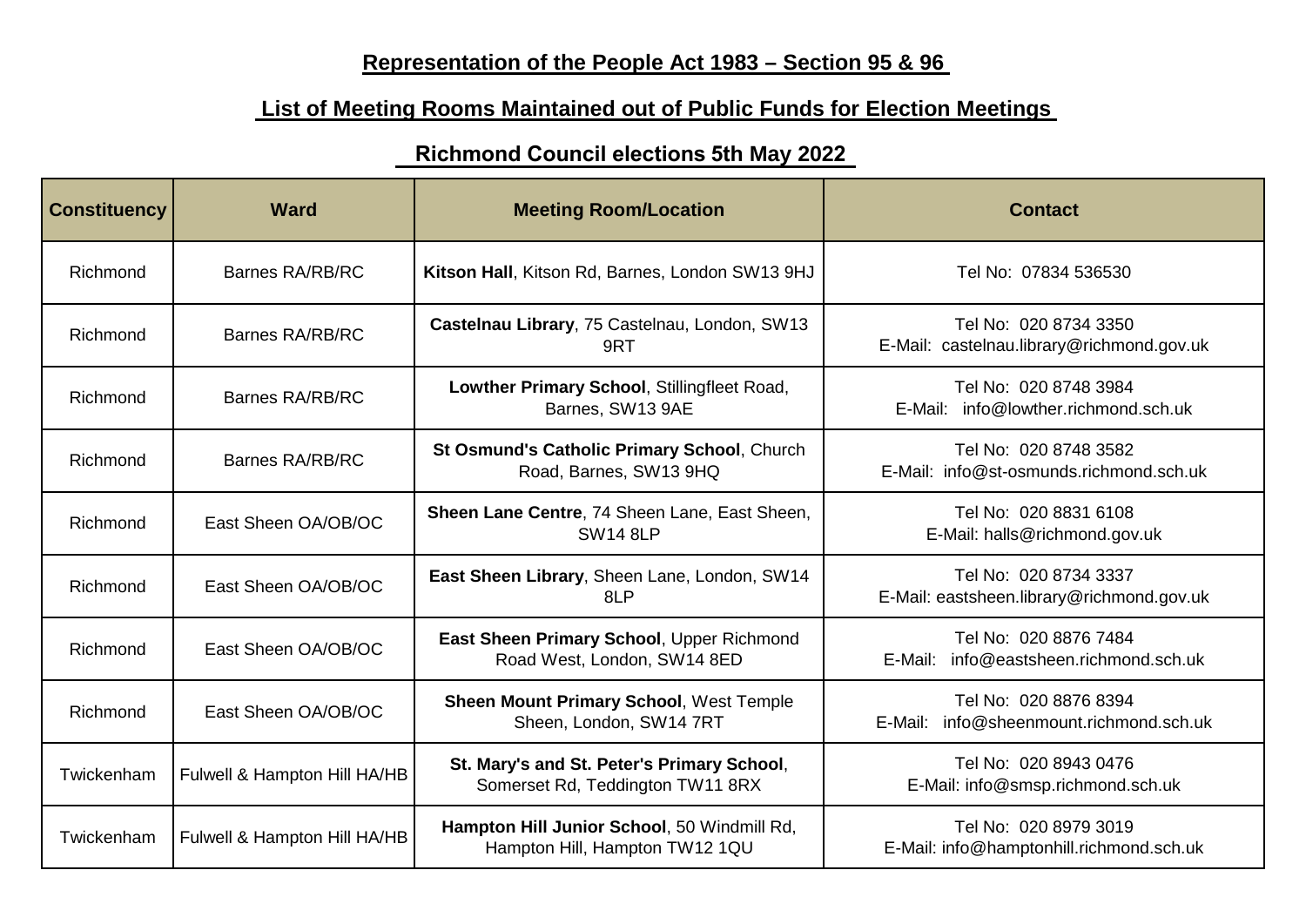## Representation of the People Act 1983 – Section 95 & 96

## List of Meeting Rooms Maintained out of Public Funds for Election Meetings

## Richmond Council elections 5th May 2022

| Constituency | Ward | Meeting Room/Location | Contact |
|---|---|---|---|
| Richmond | Barnes RA/RB/RC | **Kitson Hall**, Kitson Rd, Barnes, London SW13 9HJ | Tel No: 07834 536530 |
| Richmond | Barnes RA/RB/RC | **Castelnau Library**, 75 Castelnau, London, SW13 9RT | Tel No: 020 8734 3350<br>E-Mail: castelnau.library@richmond.gov.uk |
| Richmond | Barnes RA/RB/RC | **Lowther Primary School**, Stillingfleet Road, Barnes, SW13 9AE | Tel No: 020 8748 3984<br>E-Mail: info@lowther.richmond.sch.uk |
| Richmond | Barnes RA/RB/RC | **St Osmund's Catholic Primary School**, Church Road, Barnes, SW13 9HQ | Tel No: 020 8748 3582<br>E-Mail: info@st-osmunds.richmond.sch.uk |
| Richmond | East Sheen OA/OB/OC | **Sheen Lane Centre**, 74 Sheen Lane, East Sheen, SW14 8LP | Tel No: 020 8831 6108<br>E-Mail: halls@richmond.gov.uk |
| Richmond | East Sheen OA/OB/OC | **East Sheen Library**, Sheen Lane, London, SW14 8LP | Tel No: 020 8734 3337<br>E-Mail: eastsheen.library@richmond.gov.uk |
| Richmond | East Sheen OA/OB/OC | **East Sheen Primary School**, Upper Richmond Road West, London, SW14 8ED | Tel No: 020 8876 7484<br>E-Mail: info@eastsheen.richmond.sch.uk |
| Richmond | East Sheen OA/OB/OC | **Sheen Mount Primary School**, West Temple Sheen, London, SW14 7RT | Tel No: 020 8876 8394<br>E-Mail: info@sheenmount.richmond.sch.uk |
| Twickenham | Fulwell & Hampton Hill HA/HB | **St. Mary's and St. Peter's Primary School**, Somerset Rd, Teddington TW11 8RX | Tel No: 020 8943 0476<br>E-Mail: info@smsp.richmond.sch.uk |
| Twickenham | Fulwell & Hampton Hill HA/HB | **Hampton Hill Junior School**, 50 Windmill Rd, Hampton Hill, Hampton TW12 1QU | Tel No: 020 8979 3019<br>E-Mail: info@hamptonhill.richmond.sch.uk |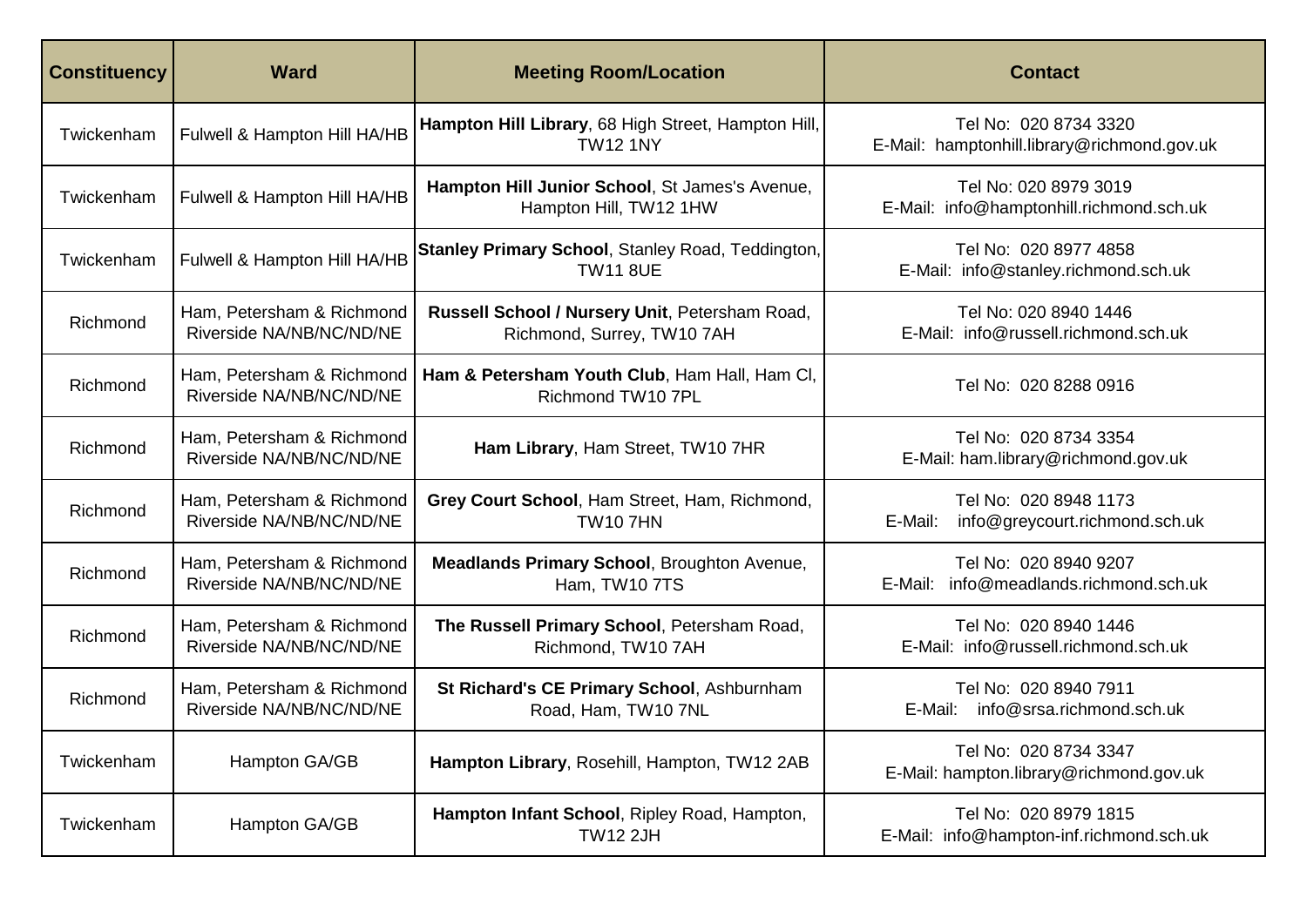| Constituency | Ward | Meeting Room/Location | Contact |
|---|---|---|---|
| Twickenham | Fulwell & Hampton Hill HA/HB | **Hampton Hill Library**, 68 High Street, Hampton Hill, TW12 1NY | Tel No: 020 8734 3320<br>E-Mail: hamptonhill.library@richmond.gov.uk |
| Twickenham | Fulwell & Hampton Hill HA/HB | **Hampton Hill Junior School**, St James's Avenue, Hampton Hill, TW12 1HW | Tel No: 020 8979 3019<br>E-Mail: info@hamptonhill.richmond.sch.uk |
| Twickenham | Fulwell & Hampton Hill HA/HB | **Stanley Primary School**, Stanley Road, Teddington, TW11 8UE | Tel No: 020 8977 4858<br>E-Mail: info@stanley.richmond.sch.uk |
| Richmond | Ham, Petersham & Richmond Riverside NA/NB/NC/ND/NE | **Russell School / Nursery Unit**, Petersham Road, Richmond, Surrey, TW10 7AH | Tel No: 020 8940 1446<br>E-Mail: info@russell.richmond.sch.uk |
| Richmond | Ham, Petersham & Richmond Riverside NA/NB/NC/ND/NE | **Ham & Petersham Youth Club**, Ham Hall, Ham Cl, Richmond TW10 7PL | Tel No: 020 8288 0916 |
| Richmond | Ham, Petersham & Richmond Riverside NA/NB/NC/ND/NE | **Ham Library**, Ham Street, TW10 7HR | Tel No: 020 8734 3354<br>E-Mail: ham.library@richmond.gov.uk |
| Richmond | Ham, Petersham & Richmond Riverside NA/NB/NC/ND/NE | **Grey Court School**, Ham Street, Ham, Richmond, TW10 7HN | Tel No: 020 8948 1173<br>E-Mail: info@greycourt.richmond.sch.uk |
| Richmond | Ham, Petersham & Richmond Riverside NA/NB/NC/ND/NE | **Meadlands Primary School**, Broughton Avenue, Ham, TW10 7TS | Tel No: 020 8940 9207<br>E-Mail: info@meadlands.richmond.sch.uk |
| Richmond | Ham, Petersham & Richmond Riverside NA/NB/NC/ND/NE | **The Russell Primary School**, Petersham Road, Richmond, TW10 7AH | Tel No: 020 8940 1446<br>E-Mail: info@russell.richmond.sch.uk |
| Richmond | Ham, Petersham & Richmond Riverside NA/NB/NC/ND/NE | **St Richard's CE Primary School**, Ashburnham Road, Ham, TW10 7NL | Tel No: 020 8940 7911<br>E-Mail: info@srsa.richmond.sch.uk |
| Twickenham | Hampton GA/GB | **Hampton Library**, Rosehill, Hampton, TW12 2AB | Tel No: 020 8734 3347<br>E-Mail: hampton.library@richmond.gov.uk |
| Twickenham | Hampton GA/GB | **Hampton Infant School**, Ripley Road, Hampton, TW12 2JH | Tel No: 020 8979 1815<br>E-Mail: info@hampton-inf.richmond.sch.uk |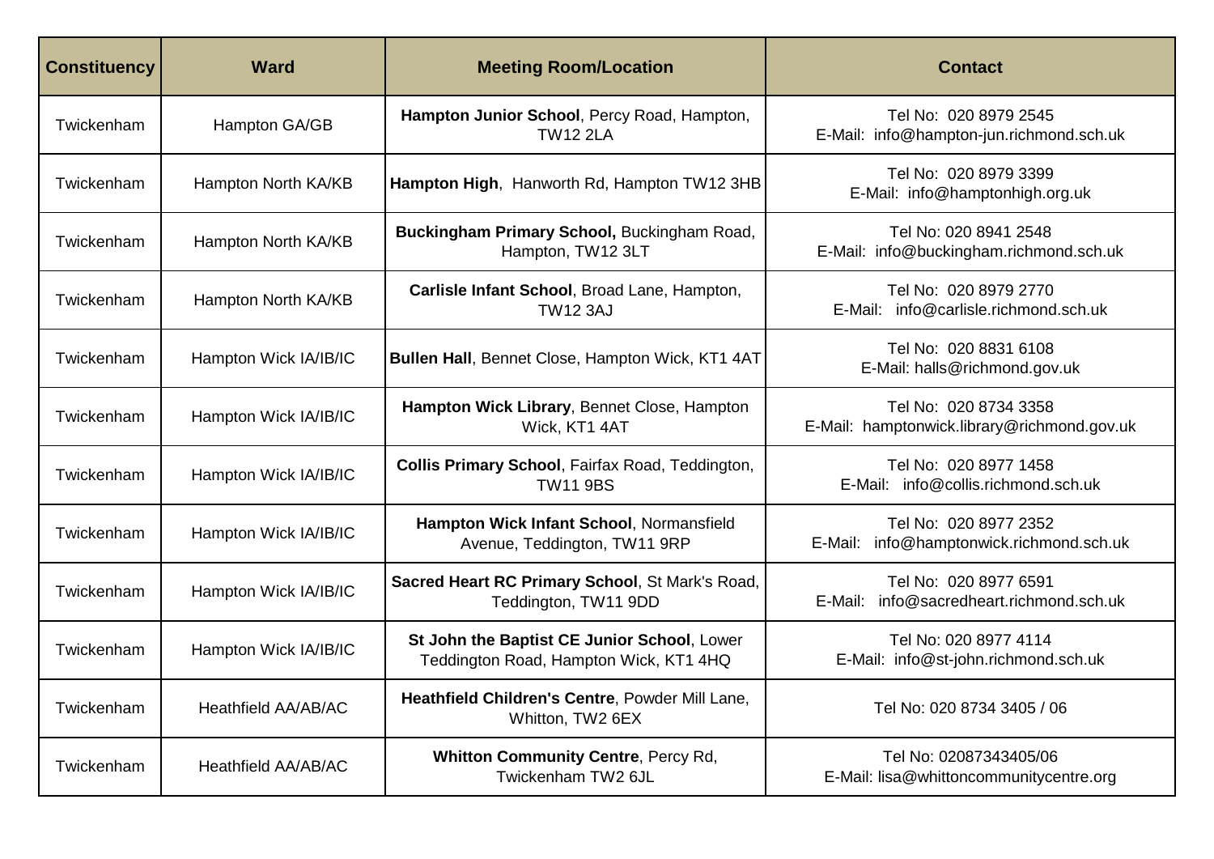| Constituency | Ward | Meeting Room/Location | Contact |
|---|---|---|---|
| Twickenham | Hampton GA/GB | **Hampton Junior School**, Percy Road, Hampton, TW12 2LA | Tel No: 020 8979 2545<br>E-Mail: info@hampton-jun.richmond.sch.uk |
| Twickenham | Hampton North KA/KB | **Hampton High**, Hanworth Rd, Hampton TW12 3HB | Tel No: 020 8979 3399<br>E-Mail: info@hamptonhigh.org.uk |
| Twickenham | Hampton North KA/KB | **Buckingham Primary School,** Buckingham Road, Hampton, TW12 3LT | Tel No: 020 8941 2548<br>E-Mail: info@buckingham.richmond.sch.uk |
| Twickenham | Hampton North KA/KB | **Carlisle Infant School**, Broad Lane, Hampton, TW12 3AJ | Tel No: 020 8979 2770<br>E-Mail: info@carlisle.richmond.sch.uk |
| Twickenham | Hampton Wick IA/IB/IC | **Bullen Hall**, Bennet Close, Hampton Wick, KT1 4AT | Tel No: 020 8831 6108<br>E-Mail: halls@richmond.gov.uk |
| Twickenham | Hampton Wick IA/IB/IC | **Hampton Wick Library**, Bennet Close, Hampton Wick, KT1 4AT | Tel No: 020 8734 3358<br>E-Mail: hamptonwick.library@richmond.gov.uk |
| Twickenham | Hampton Wick IA/IB/IC | **Collis Primary School**, Fairfax Road, Teddington, TW11 9BS | Tel No: 020 8977 1458<br>E-Mail: info@collis.richmond.sch.uk |
| Twickenham | Hampton Wick IA/IB/IC | **Hampton Wick Infant School**, Normansfield Avenue, Teddington, TW11 9RP | Tel No: 020 8977 2352<br>E-Mail: info@hamptonwick.richmond.sch.uk |
| Twickenham | Hampton Wick IA/IB/IC | **Sacred Heart RC Primary School**, St Mark's Road, Teddington, TW11 9DD | Tel No: 020 8977 6591<br>E-Mail: info@sacredheart.richmond.sch.uk |
| Twickenham | Hampton Wick IA/IB/IC | **St John the Baptist CE Junior School**, Lower Teddington Road, Hampton Wick, KT1 4HQ | Tel No: 020 8977 4114<br>E-Mail: info@st-john.richmond.sch.uk |
| Twickenham | Heathfield AA/AB/AC | **Heathfield Children's Centre**, Powder Mill Lane, Whitton, TW2 6EX | Tel No: 020 8734 3405 / 06 |
| Twickenham | Heathfield AA/AB/AC | **Whitton Community Centre**, Percy Rd, Twickenham TW2 6JL | Tel No: 02087343405/06<br>E-Mail: lisa@whittoncommunitycentre.org |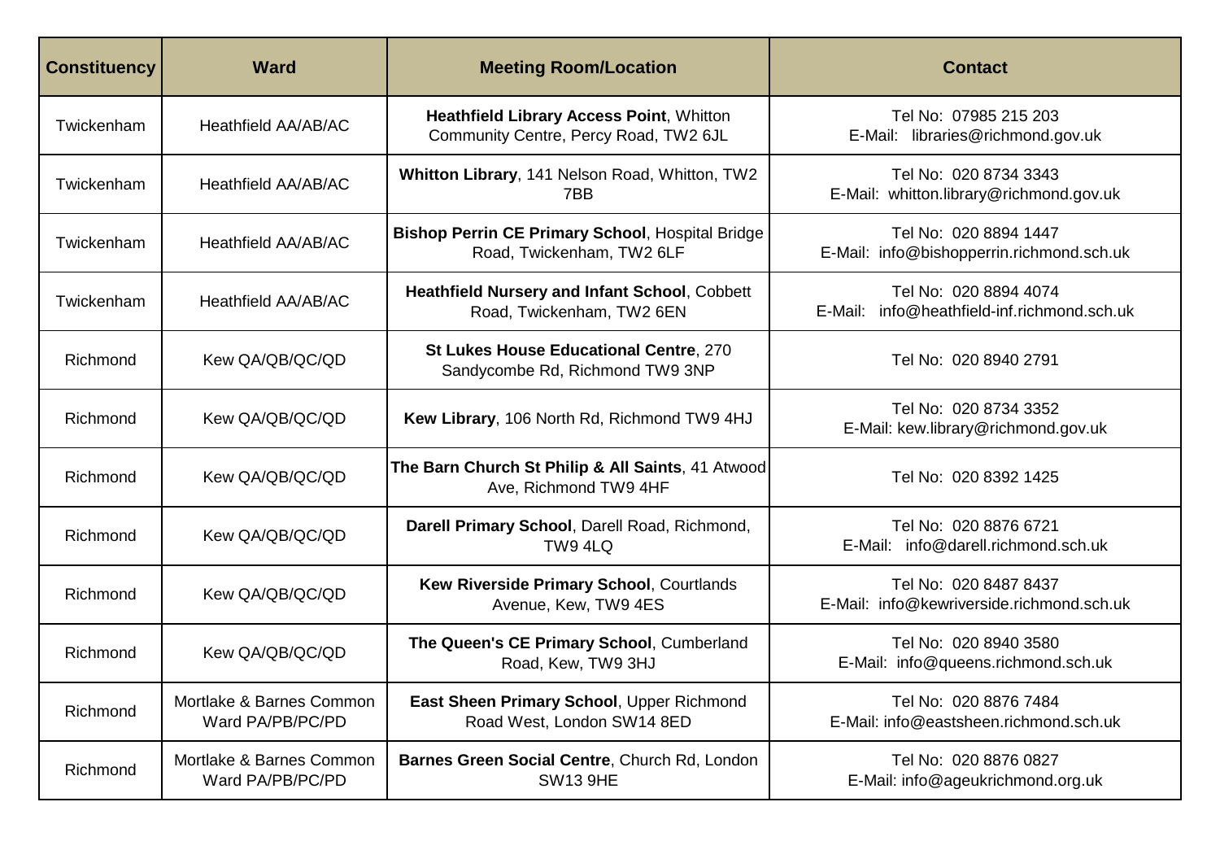| Constituency | Ward | Meeting Room/Location | Contact |
| --- | --- | --- | --- |
| Twickenham | Heathfield AA/AB/AC | **Heathfield Library Access Point**, Whitton Community Centre, Percy Road, TW2 6JL | Tel No: 07985 215 203<br>E-Mail: libraries@richmond.gov.uk |
| Twickenham | Heathfield AA/AB/AC | **Whitton Library**, 141 Nelson Road, Whitton, TW2 7BB | Tel No: 020 8734 3343<br>E-Mail: whitton.library@richmond.gov.uk |
| Twickenham | Heathfield AA/AB/AC | **Bishop Perrin CE Primary School**, Hospital Bridge Road, Twickenham, TW2 6LF | Tel No: 020 8894 1447<br>E-Mail: info@bishopperrin.richmond.sch.uk |
| Twickenham | Heathfield AA/AB/AC | **Heathfield Nursery and Infant School**, Cobbett Road, Twickenham, TW2 6EN | Tel No: 020 8894 4074<br>E-Mail: info@heathfield-inf.richmond.sch.uk |
| Richmond | Kew QA/QB/QC/QD | **St Lukes House Educational Centre**, 270 Sandycombe Rd, Richmond TW9 3NP | Tel No: 020 8940 2791 |
| Richmond | Kew QA/QB/QC/QD | **Kew Library**, 106 North Rd, Richmond TW9 4HJ | Tel No: 020 8734 3352<br>E-Mail: kew.library@richmond.gov.uk |
| Richmond | Kew QA/QB/QC/QD | **The Barn Church St Philip & All Saints**, 41 Atwood Ave, Richmond TW9 4HF | Tel No: 020 8392 1425 |
| Richmond | Kew QA/QB/QC/QD | **Darell Primary School**, Darell Road, Richmond, TW9 4LQ | Tel No: 020 8876 6721<br>E-Mail: info@darell.richmond.sch.uk |
| Richmond | Kew QA/QB/QC/QD | **Kew Riverside Primary School**, Courtlands Avenue, Kew, TW9 4ES | Tel No: 020 8487 8437<br>E-Mail: info@kewriverside.richmond.sch.uk |
| Richmond | Kew QA/QB/QC/QD | **The Queen's CE Primary School**, Cumberland Road, Kew, TW9 3HJ | Tel No: 020 8940 3580<br>E-Mail: info@queens.richmond.sch.uk |
| Richmond | Mortlake & Barnes Common Ward PA/PB/PC/PD | **East Sheen Primary School**, Upper Richmond Road West, London SW14 8ED | Tel No: 020 8876 7484<br>E-Mail: info@eastsheen.richmond.sch.uk |
| Richmond | Mortlake & Barnes Common Ward PA/PB/PC/PD | **Barnes Green Social Centre**, Church Rd, London SW13 9HE | Tel No: 020 8876 0827<br>E-Mail: info@ageukrichmond.org.uk |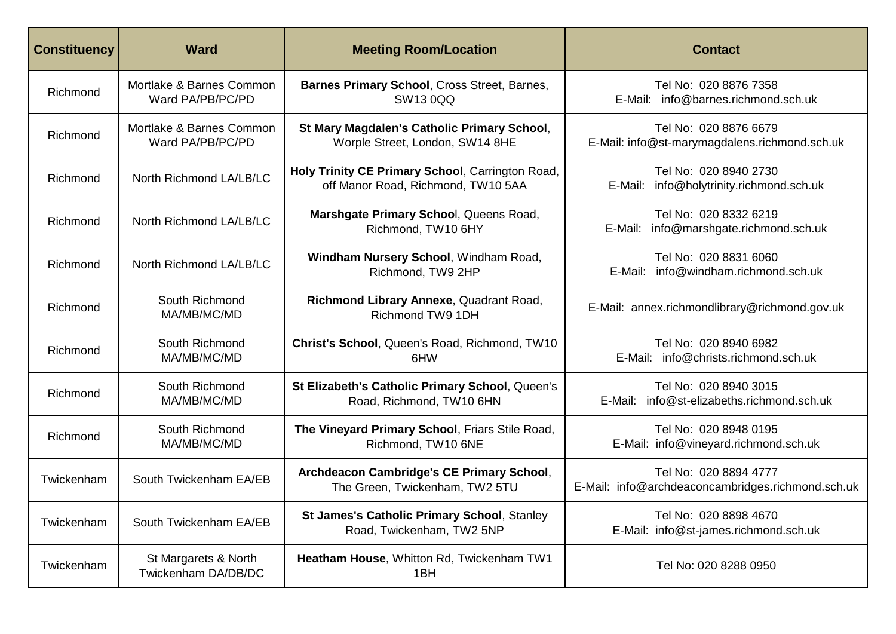| Constituency | Ward | Meeting Room/Location | Contact |
| --- | --- | --- | --- |
| Richmond | Mortlake & Barnes Common Ward PA/PB/PC/PD | **Barnes Primary School**, Cross Street, Barnes, SW13 0QQ | Tel No: 020 8876 7358<br>E-Mail: info@barnes.richmond.sch.uk |
| Richmond | Mortlake & Barnes Common Ward PA/PB/PC/PD | **St Mary Magdalen's Catholic Primary School**, Worple Street, London, SW14 8HE | Tel No: 020 8876 6679<br>E-Mail: info@st-marymagdalens.richmond.sch.uk |
| Richmond | North Richmond LA/LB/LC | **Holy Trinity CE Primary School**, Carrington Road, off Manor Road, Richmond, TW10 5AA | Tel No: 020 8940 2730<br>E-Mail: info@holytrinity.richmond.sch.uk |
| Richmond | North Richmond LA/LB/LC | **Marshgate Primary Schoo**l, Queens Road, Richmond, TW10 6HY | Tel No: 020 8332 6219<br>E-Mail: info@marshgate.richmond.sch.uk |
| Richmond | North Richmond LA/LB/LC | **Windham Nursery School**, Windham Road, Richmond, TW9 2HP | Tel No: 020 8831 6060<br>E-Mail: info@windham.richmond.sch.uk |
| Richmond | South Richmond MA/MB/MC/MD | **Richmond Library Annexe**, Quadrant Road, Richmond TW9 1DH | E-Mail: annex.richmondlibrary@richmond.gov.uk |
| Richmond | South Richmond MA/MB/MC/MD | **Christ's School**, Queen's Road, Richmond, TW10 6HW | Tel No: 020 8940 6982<br>E-Mail: info@christs.richmond.sch.uk |
| Richmond | South Richmond MA/MB/MC/MD | **St Elizabeth's Catholic Primary School**, Queen's Road, Richmond, TW10 6HN | Tel No: 020 8940 3015<br>E-Mail: info@st-elizabeths.richmond.sch.uk |
| Richmond | South Richmond MA/MB/MC/MD | **The Vineyard Primary School**, Friars Stile Road, Richmond, TW10 6NE | Tel No: 020 8948 0195<br>E-Mail: info@vineyard.richmond.sch.uk |
| Twickenham | South Twickenham EA/EB | **Archdeacon Cambridge's CE Primary School**, The Green, Twickenham, TW2 5TU | Tel No: 020 8894 4777<br>E-Mail: info@archdeaconcambridges.richmond.sch.uk |
| Twickenham | South Twickenham EA/EB | **St James's Catholic Primary School**, Stanley Road, Twickenham, TW2 5NP | Tel No: 020 8898 4670<br>E-Mail: info@st-james.richmond.sch.uk |
| Twickenham | St Margarets & North Twickenham DA/DB/DC | **Heatham House**, Whitton Rd, Twickenham TW1 1BH | Tel No: 020 8288 0950 |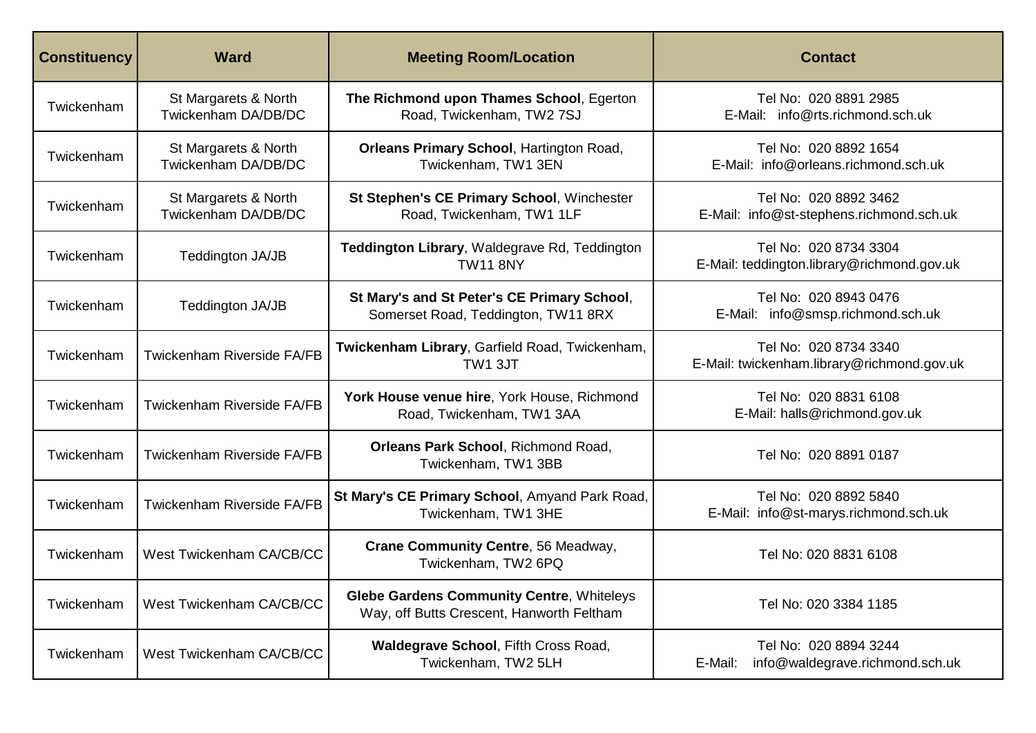| Constituency | Ward | Meeting Room/Location | Contact |
|---|---|---|---|
| Twickenham | St Margarets & North Twickenham DA/DB/DC | **The Richmond upon Thames School**, Egerton Road, Twickenham, TW2 7SJ | Tel No: 020 8891 2985<br>E-Mail: info@rts.richmond.sch.uk |
| Twickenham | St Margarets & North Twickenham DA/DB/DC | **Orleans Primary School**, Hartington Road, Twickenham, TW1 3EN | Tel No: 020 8892 1654<br>E-Mail: info@orleans.richmond.sch.uk |
| Twickenham | St Margarets & North Twickenham DA/DB/DC | **St Stephen's CE Primary School**, Winchester Road, Twickenham, TW1 1LF | Tel No: 020 8892 3462<br>E-Mail: info@st-stephens.richmond.sch.uk |
| Twickenham | Teddington JA/JB | **Teddington Library**, Waldegrave Rd, Teddington TW11 8NY | Tel No: 020 8734 3304<br>E-Mail: teddington.library@richmond.gov.uk |
| Twickenham | Teddington JA/JB | **St Mary's and St Peter's CE Primary School**, Somerset Road, Teddington, TW11 8RX | Tel No: 020 8943 0476<br>E-Mail: info@smsp.richmond.sch.uk |
| Twickenham | Twickenham Riverside FA/FB | **Twickenham Library**, Garfield Road, Twickenham, TW1 3JT | Tel No: 020 8734 3340<br>E-Mail: twickenham.library@richmond.gov.uk |
| Twickenham | Twickenham Riverside FA/FB | **York House venue hire**, York House, Richmond Road, Twickenham, TW1 3AA | Tel No: 020 8831 6108<br>E-Mail: halls@richmond.gov.uk |
| Twickenham | Twickenham Riverside FA/FB | **Orleans Park School**, Richmond Road, Twickenham, TW1 3BB | Tel No: 020 8891 0187 |
| Twickenham | Twickenham Riverside FA/FB | **St Mary's CE Primary School**, Amyand Park Road, Twickenham, TW1 3HE | Tel No: 020 8892 5840<br>E-Mail: info@st-marys.richmond.sch.uk |
| Twickenham | West Twickenham CA/CB/CC | **Crane Community Centre**, 56 Meadway, Twickenham, TW2 6PQ | Tel No: 020 8831 6108 |
| Twickenham | West Twickenham CA/CB/CC | **Glebe Gardens Community Centre**, Whiteleys Way, off Butts Crescent, Hanworth Feltham | Tel No: 020 3384 1185 |
| Twickenham | West Twickenham CA/CB/CC | **Waldegrave School**, Fifth Cross Road, Twickenham, TW2 5LH | Tel No: 020 8894 3244<br>E-Mail: info@waldegrave.richmond.sch.uk |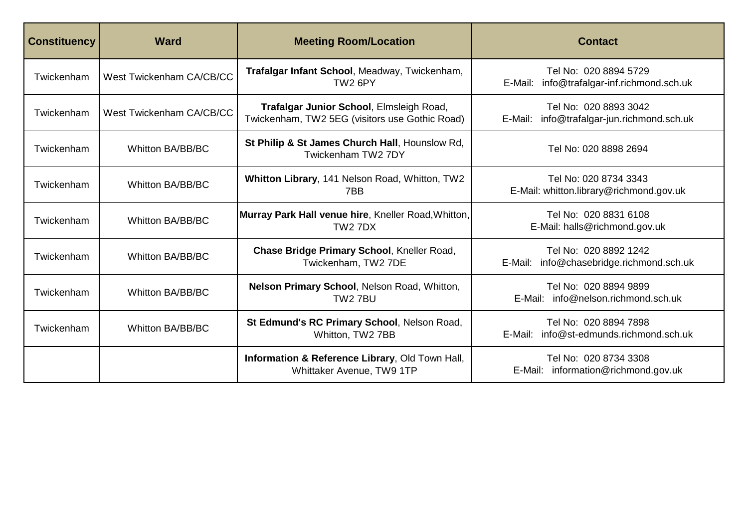| Constituency | Ward | Meeting Room/Location | Contact |
|---|---|---|---|
| Twickenham | West Twickenham CA/CB/CC | **Trafalgar Infant School**, Meadway, Twickenham, TW2 6PY | Tel No: 020 8894 5729<br>E-Mail: info@trafalgar-inf.richmond.sch.uk |
| Twickenham | West Twickenham CA/CB/CC | **Trafalgar Junior School**, Elmsleigh Road, Twickenham, TW2 5EG (visitors use Gothic Road) | Tel No: 020 8893 3042<br>E-Mail: info@trafalgar-jun.richmond.sch.uk |
| Twickenham | Whitton BA/BB/BC | **St Philip & St James Church Hall**, Hounslow Rd, Twickenham TW2 7DY | Tel No: 020 8898 2694 |
| Twickenham | Whitton BA/BB/BC | **Whitton Library**, 141 Nelson Road, Whitton, TW2 7BB | Tel No: 020 8734 3343<br>E-Mail: whitton.library@richmond.gov.uk |
| Twickenham | Whitton BA/BB/BC | **Murray Park Hall venue hire**, Kneller Road,Whitton, TW2 7DX | Tel No: 020 8831 6108<br>E-Mail: halls@richmond.gov.uk |
| Twickenham | Whitton BA/BB/BC | **Chase Bridge Primary School**, Kneller Road, Twickenham, TW2 7DE | Tel No: 020 8892 1242<br>E-Mail: info@chasebridge.richmond.sch.uk |
| Twickenham | Whitton BA/BB/BC | **Nelson Primary School**, Nelson Road, Whitton, TW2 7BU | Tel No: 020 8894 9899<br>E-Mail: info@nelson.richmond.sch.uk |
| Twickenham | Whitton BA/BB/BC | **St Edmund's RC Primary School**, Nelson Road, Whitton, TW2 7BB | Tel No: 020 8894 7898<br>E-Mail: info@st-edmunds.richmond.sch.uk |
| | | **Information & Reference Library**, Old Town Hall, Whittaker Avenue, TW9 1TP | Tel No: 020 8734 3308<br>E-Mail: information@richmond.gov.uk |